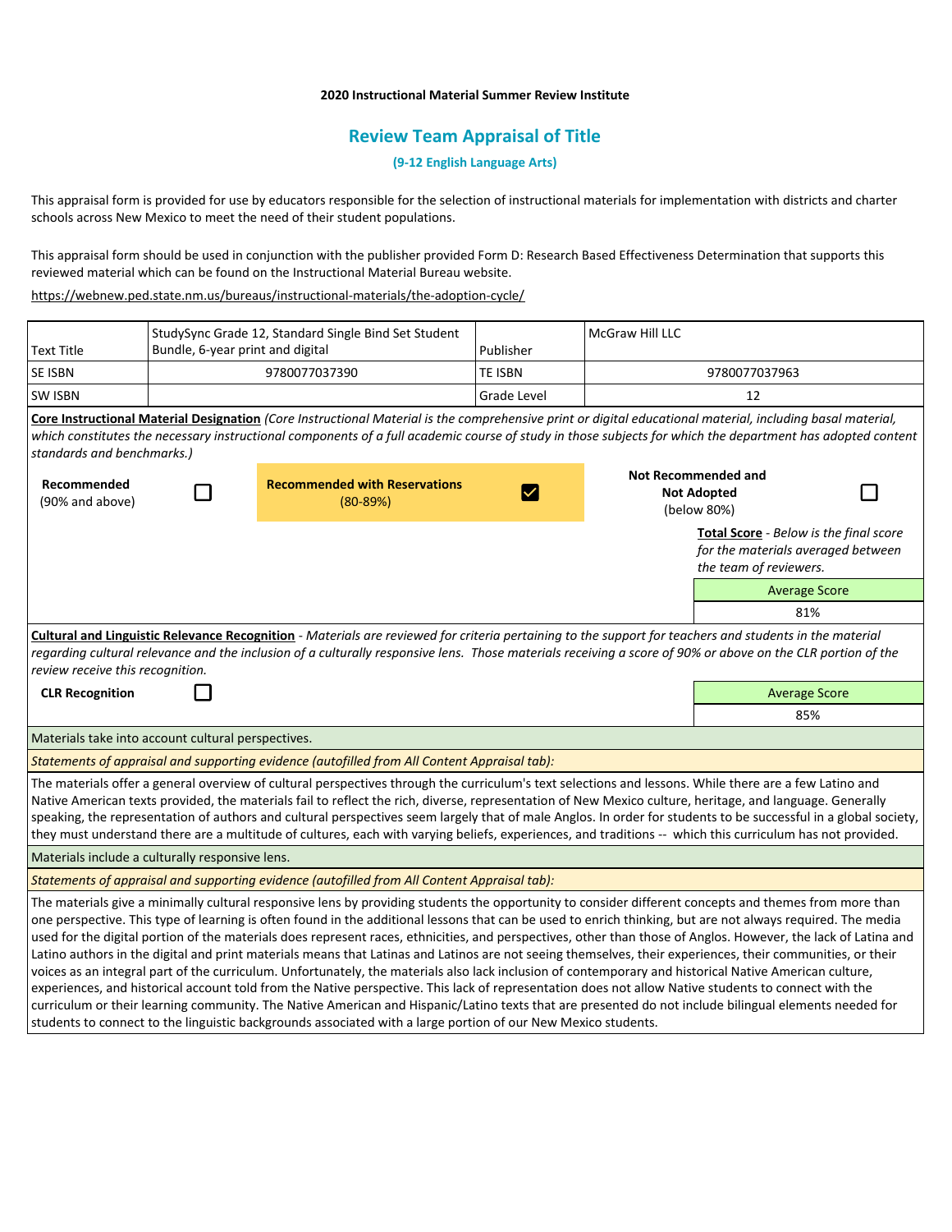**2020 Instructional Material Summer Review Institute**

## Review Team Appraisal of Title

**(9-12 English Language Arts)**

This appraisal form is provided for use by educators responsible for the selection of instructional materials for implementation with districts and charter schools across New Mexico to meet the need of their student populations.

This appraisal form should be used in conjunction with the publisher provided Form D: Research Based Effectiveness Determination that supports this reviewed material which can be found on the Instructional Material Bureau website.

https://webnew.ped.state.nm.us/bureaus/instructional-materials/the-adoption-cycle/

| Text Title | StudySync Grade 12, Standard Single Bind Set Student Bundle, 6-year print and digital | Publisher | McGraw Hill LLC |
|---|---|---|---|
| SE ISBN | 9780077037390 | TE ISBN | 9780077037963 |
| SW ISBN | | Grade Level | 12 |

**Core Instructional Material Designation** *(Core Instructional Material is the comprehensive print or digital educational material, including basal material, which constitutes the necessary instructional components of a full academic course of study in those subjects for which the department has adopted content standards and benchmarks.)*

| Designation | Selected |
|---|---|
| **Recommended** (90% and above) | ☐ |
| **Recommended with Reservations** (80-89%) | ☑ |
| **Not Recommended and Not Adopted** (below 80%) | ☐ |

**Total Score** - *Below is the final score for the materials averaged between the team of reviewers.*

| Average Score |
|---|
| 81% |

**Cultural and Linguistic Relevance Recognition** - *Materials are reviewed for criteria pertaining to the support for teachers and students in the material regarding cultural relevance and the inclusion of a culturally responsive lens. Those materials receiving a score of 90% or above on the CLR portion of the review receive this recognition.*

**CLR Recognition** ☐

| Average Score |
|---|
| 85% |

Materials take into account cultural perspectives.

*Statements of appraisal and supporting evidence (autofilled from All Content Appraisal tab):*

The materials offer a general overview of cultural perspectives through the curriculum's text selections and lessons. While there are a few Latino and Native American texts provided, the materials fail to reflect the rich, diverse, representation of New Mexico culture, heritage, and language. Generally speaking, the representation of authors and cultural perspectives seem largely that of male Anglos. In order for students to be successful in a global society, they must understand there are a multitude of cultures, each with varying beliefs, experiences, and traditions -- which this curriculum has not provided.

Materials include a culturally responsive lens.

*Statements of appraisal and supporting evidence (autofilled from All Content Appraisal tab):*

The materials give a minimally cultural responsive lens by providing students the opportunity to consider different concepts and themes from more than one perspective. This type of learning is often found in the additional lessons that can be used to enrich thinking, but are not always required. The media used for the digital portion of the materials does represent races, ethnicities, and perspectives, other than those of Anglos. However, the lack of Latina and Latino authors in the digital and print materials means that Latinas and Latinos are not seeing themselves, their experiences, their communities, or their voices as an integral part of the curriculum. Unfortunately, the materials also lack inclusion of contemporary and historical Native American culture, experiences, and historical account told from the Native perspective. This lack of representation does not allow Native students to connect with the curriculum or their learning community. The Native American and Hispanic/Latino texts that are presented do not include bilingual elements needed for students to connect to the linguistic backgrounds associated with a large portion of our New Mexico students.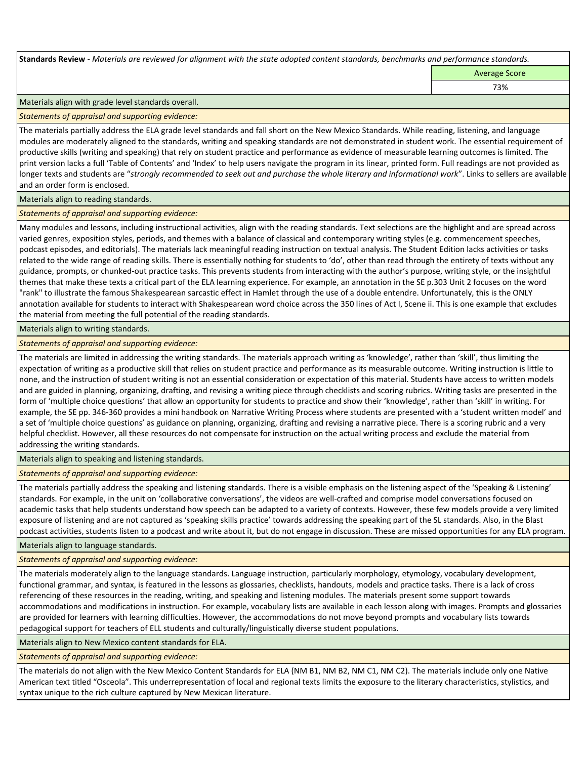**Standards Review** - *Materials are reviewed for alignment with the state adopted content standards, benchmarks and performance standards.*

| | Average Score |
|---|---|
| | 73% |

Materials align with grade level standards overall.

*Statements of appraisal and supporting evidence:*

The materials partially address the ELA grade level standards and fall short on the New Mexico Standards. While reading, listening, and language modules are moderately aligned to the standards, writing and speaking standards are not demonstrated in student work. The essential requirement of productive skills (writing and speaking) that rely on student practice and performance as evidence of measurable learning outcomes is limited. The print version lacks a full 'Table of Contents' and 'Index' to help users navigate the program in its linear, printed form. Full readings are not provided as longer texts and students are "*strongly recommended to seek out and purchase the whole literary and informational work*". Links to sellers are available and an order form is enclosed.

Materials align to reading standards.

*Statements of appraisal and supporting evidence:*

Many modules and lessons, including instructional activities, align with the reading standards. Text selections are the highlight and are spread across varied genres, exposition styles, periods, and themes with a balance of classical and contemporary writing styles (e.g. commencement speeches, podcast episodes, and editorials). The materials lack meaningful reading instruction on textual analysis. The Student Edition lacks activities or tasks related to the wide range of reading skills. There is essentially nothing for students to 'do', other than read through the entirety of texts without any guidance, prompts, or chunked-out practice tasks. This prevents students from interacting with the author's purpose, writing style, or the insightful themes that make these texts a critical part of the ELA learning experience. For example, an annotation in the SE p.303 Unit 2 focuses on the word "rank" to illustrate the famous Shakespearean sarcastic effect in Hamlet through the use of a double entendre. Unfortunately, this is the ONLY annotation available for students to interact with Shakespearean word choice across the 350 lines of Act I, Scene ii. This is one example that excludes the material from meeting the full potential of the reading standards.

Materials align to writing standards.

*Statements of appraisal and supporting evidence:*

The materials are limited in addressing the writing standards. The materials approach writing as 'knowledge', rather than 'skill', thus limiting the expectation of writing as a productive skill that relies on student practice and performance as its measurable outcome. Writing instruction is little to none, and the instruction of student writing is not an essential consideration or expectation of this material. Students have access to written models and are guided in planning, organizing, drafting, and revising a writing piece through checklists and scoring rubrics. Writing tasks are presented in the form of 'multiple choice questions' that allow an opportunity for students to practice and show their 'knowledge', rather than 'skill' in writing. For example, the SE pp. 346-360 provides a mini handbook on Narrative Writing Process where students are presented with a 'student written model' and a set of 'multiple choice questions' as guidance on planning, organizing, drafting and revising a narrative piece. There is a scoring rubric and a very helpful checklist. However, all these resources do not compensate for instruction on the actual writing process and exclude the material from addressing the writing standards.

Materials align to speaking and listening standards.

*Statements of appraisal and supporting evidence:*

The materials partially address the speaking and listening standards. There is a visible emphasis on the listening aspect of the 'Speaking & Listening' standards. For example, in the unit on 'collaborative conversations', the videos are well-crafted and comprise model conversations focused on academic tasks that help students understand how speech can be adapted to a variety of contexts. However, these few models provide a very limited exposure of listening and are not captured as 'speaking skills practice' towards addressing the speaking part of the SL standards. Also, in the Blast podcast activities, students listen to a podcast and write about it, but do not engage in discussion. These are missed opportunities for any ELA program.

Materials align to language standards.

*Statements of appraisal and supporting evidence:*

The materials moderately align to the language standards. Language instruction, particularly morphology, etymology, vocabulary development, functional grammar, and syntax, is featured in the lessons as glossaries, checklists, handouts, models and practice tasks. There is a lack of cross referencing of these resources in the reading, writing, and speaking and listening modules. The materials present some support towards accommodations and modifications in instruction. For example, vocabulary lists are available in each lesson along with images. Prompts and glossaries are provided for learners with learning difficulties. However, the accommodations do not move beyond prompts and vocabulary lists towards pedagogical support for teachers of ELL students and culturally/linguistically diverse student populations.

Materials align to New Mexico content standards for ELA.

*Statements of appraisal and supporting evidence:*

The materials do not align with the New Mexico Content Standards for ELA (NM B1, NM B2, NM C1, NM C2). The materials include only one Native American text titled "Osceola". This underrepresentation of local and regional texts limits the exposure to the literary characteristics, stylistics, and syntax unique to the rich culture captured by New Mexican literature.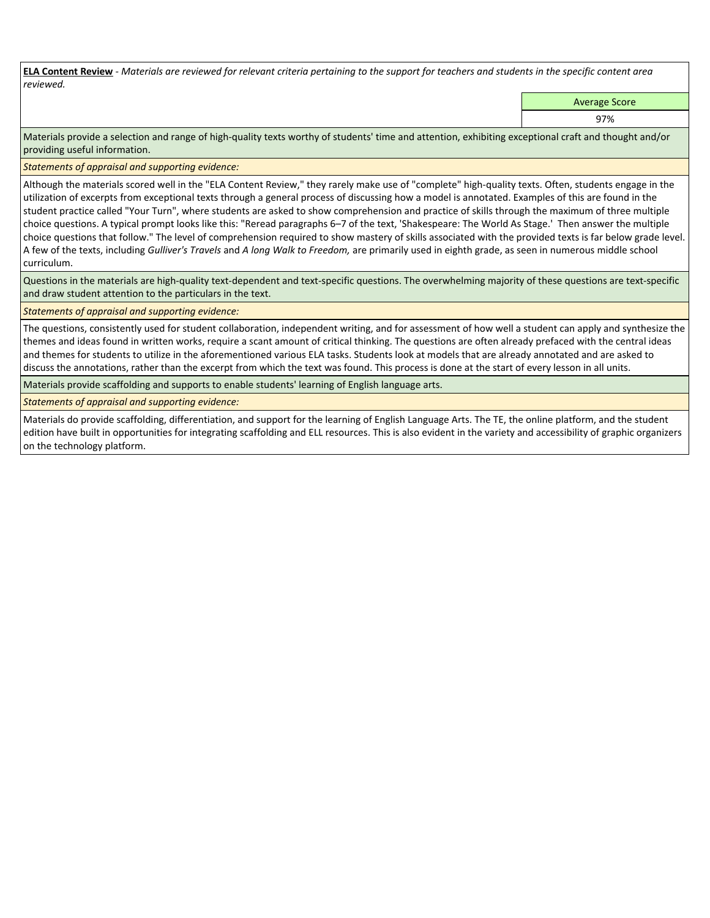**ELA Content Review** - *Materials are reviewed for relevant criteria pertaining to the support for teachers and students in the specific content area reviewed.*

| | Average Score |
|---|---|
| | 97% |

Materials provide a selection and range of high-quality texts worthy of students' time and attention, exhibiting exceptional craft and thought and/or providing useful information.

*Statements of appraisal and supporting evidence:*

Although the materials scored well in the "ELA Content Review," they rarely make use of "complete" high-quality texts. Often, students engage in the utilization of excerpts from exceptional texts through a general process of discussing how a model is annotated. Examples of this are found in the student practice called "Your Turn", where students are asked to show comprehension and practice of skills through the maximum of three multiple choice questions. A typical prompt looks like this: "Reread paragraphs 6–7 of the text, 'Shakespeare: The World As Stage.' Then answer the multiple choice questions that follow." The level of comprehension required to show mastery of skills associated with the provided texts is far below grade level. A few of the texts, including *Gulliver's Travels* and *A long Walk to Freedom,* are primarily used in eighth grade, as seen in numerous middle school curriculum.

Questions in the materials are high-quality text-dependent and text-specific questions. The overwhelming majority of these questions are text-specific and draw student attention to the particulars in the text.

*Statements of appraisal and supporting evidence:*

The questions, consistently used for student collaboration, independent writing, and for assessment of how well a student can apply and synthesize the themes and ideas found in written works, require a scant amount of critical thinking. The questions are often already prefaced with the central ideas and themes for students to utilize in the aforementioned various ELA tasks. Students look at models that are already annotated and are asked to discuss the annotations, rather than the excerpt from which the text was found. This process is done at the start of every lesson in all units.

Materials provide scaffolding and supports to enable students' learning of English language arts.

*Statements of appraisal and supporting evidence:*

Materials do provide scaffolding, differentiation, and support for the learning of English Language Arts. The TE, the online platform, and the student edition have built in opportunities for integrating scaffolding and ELL resources. This is also evident in the variety and accessibility of graphic organizers on the technology platform.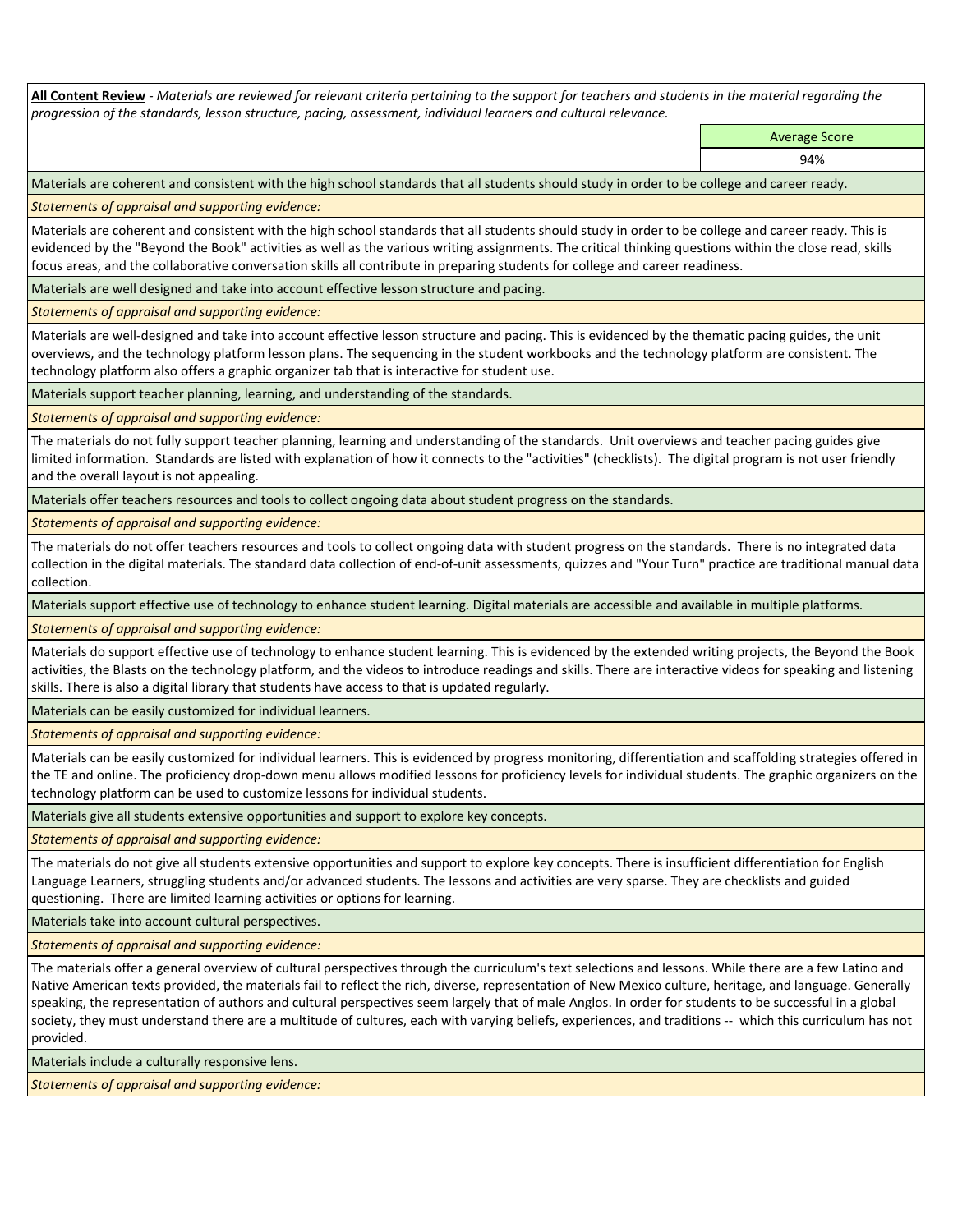**All Content Review** - *Materials are reviewed for relevant criteria pertaining to the support for teachers and students in the material regarding the progression of the standards, lesson structure, pacing, assessment, individual learners and cultural relevance.*

| | Average Score |
|---|---|
| | 94% |

Materials are coherent and consistent with the high school standards that all students should study in order to be college and career ready.

*Statements of appraisal and supporting evidence:*

Materials are coherent and consistent with the high school standards that all students should study in order to be college and career ready. This is evidenced by the "Beyond the Book" activities as well as the various writing assignments. The critical thinking questions within the close read, skills focus areas, and the collaborative conversation skills all contribute in preparing students for college and career readiness.

Materials are well designed and take into account effective lesson structure and pacing.

*Statements of appraisal and supporting evidence:*

Materials are well-designed and take into account effective lesson structure and pacing. This is evidenced by the thematic pacing guides, the unit overviews, and the technology platform lesson plans. The sequencing in the student workbooks and the technology platform are consistent. The technology platform also offers a graphic organizer tab that is interactive for student use.

Materials support teacher planning, learning, and understanding of the standards.

*Statements of appraisal and supporting evidence:*

The materials do not fully support teacher planning, learning and understanding of the standards. Unit overviews and teacher pacing guides give limited information. Standards are listed with explanation of how it connects to the "activities" (checklists). The digital program is not user friendly and the overall layout is not appealing.

Materials offer teachers resources and tools to collect ongoing data about student progress on the standards.

*Statements of appraisal and supporting evidence:*

The materials do not offer teachers resources and tools to collect ongoing data with student progress on the standards. There is no integrated data collection in the digital materials. The standard data collection of end-of-unit assessments, quizzes and "Your Turn" practice are traditional manual data collection.

Materials support effective use of technology to enhance student learning. Digital materials are accessible and available in multiple platforms.

*Statements of appraisal and supporting evidence:*

Materials do support effective use of technology to enhance student learning. This is evidenced by the extended writing projects, the Beyond the Book activities, the Blasts on the technology platform, and the videos to introduce readings and skills. There are interactive videos for speaking and listening skills. There is also a digital library that students have access to that is updated regularly.

Materials can be easily customized for individual learners.

*Statements of appraisal and supporting evidence:*

Materials can be easily customized for individual learners. This is evidenced by progress monitoring, differentiation and scaffolding strategies offered in the TE and online. The proficiency drop-down menu allows modified lessons for proficiency levels for individual students. The graphic organizers on the technology platform can be used to customize lessons for individual students.

Materials give all students extensive opportunities and support to explore key concepts.

*Statements of appraisal and supporting evidence:*

The materials do not give all students extensive opportunities and support to explore key concepts. There is insufficient differentiation for English Language Learners, struggling students and/or advanced students. The lessons and activities are very sparse. They are checklists and guided questioning. There are limited learning activities or options for learning.

Materials take into account cultural perspectives.

*Statements of appraisal and supporting evidence:*

The materials offer a general overview of cultural perspectives through the curriculum's text selections and lessons. While there are a few Latino and Native American texts provided, the materials fail to reflect the rich, diverse, representation of New Mexico culture, heritage, and language. Generally speaking, the representation of authors and cultural perspectives seem largely that of male Anglos. In order for students to be successful in a global society, they must understand there are a multitude of cultures, each with varying beliefs, experiences, and traditions -- which this curriculum has not provided.

Materials include a culturally responsive lens.

*Statements of appraisal and supporting evidence:*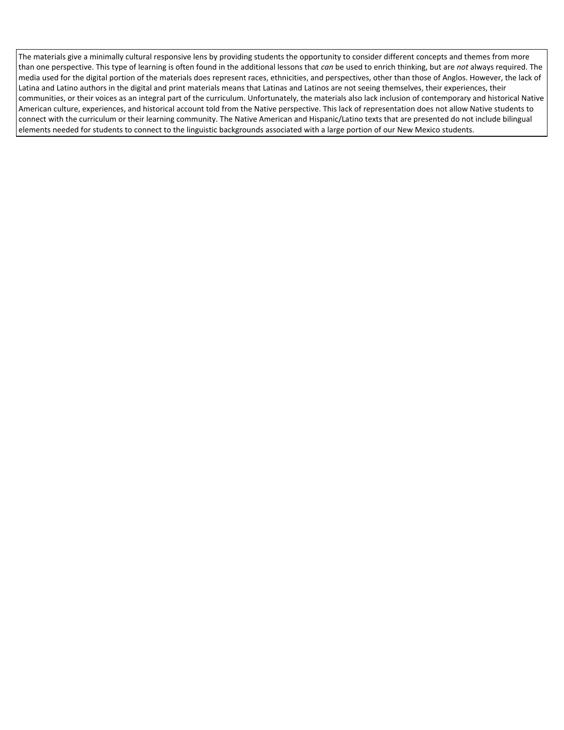The materials give a minimally cultural responsive lens by providing students the opportunity to consider different concepts and themes from more than one perspective. This type of learning is often found in the additional lessons that *can* be used to enrich thinking, but are *not* always required. The media used for the digital portion of the materials does represent races, ethnicities, and perspectives, other than those of Anglos. However, the lack of Latina and Latino authors in the digital and print materials means that Latinas and Latinos are not seeing themselves, their experiences, their communities, or their voices as an integral part of the curriculum. Unfortunately, the materials also lack inclusion of contemporary and historical Native American culture, experiences, and historical account told from the Native perspective. This lack of representation does not allow Native students to connect with the curriculum or their learning community. The Native American and Hispanic/Latino texts that are presented do not include bilingual elements needed for students to connect to the linguistic backgrounds associated with a large portion of our New Mexico students.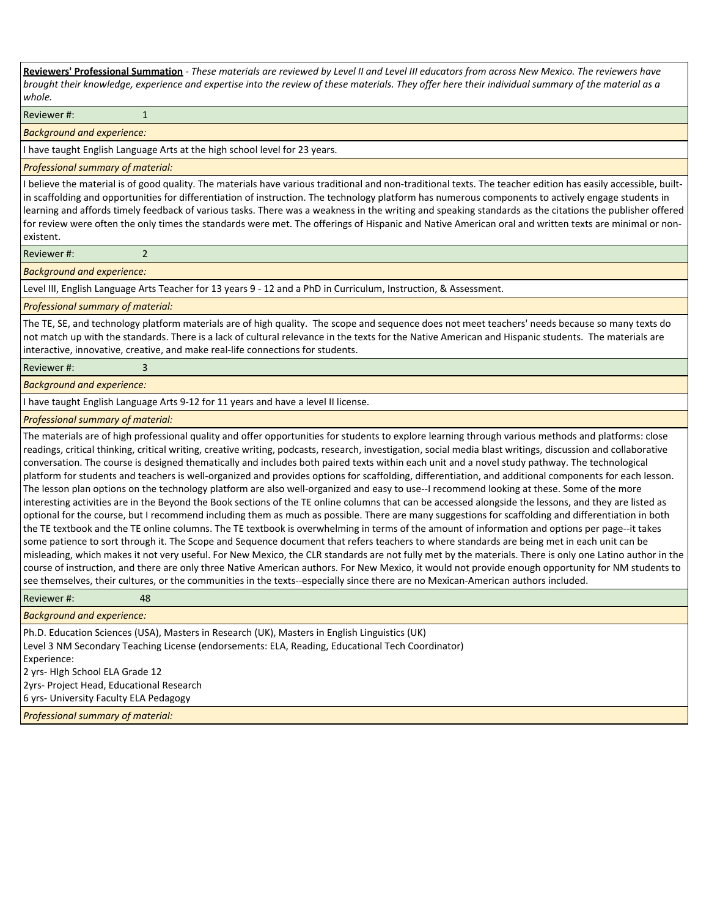**Reviewers' Professional Summation** - *These materials are reviewed by Level II and Level III educators from across New Mexico. The reviewers have brought their knowledge, experience and expertise into the review of these materials. They offer here their individual summary of the material as a whole.*

Reviewer #: 1

*Background and experience:*

I have taught English Language Arts at the high school level for 23 years.

*Professional summary of material:*

I believe the material is of good quality. The materials have various traditional and non-traditional texts. The teacher edition has easily accessible, built-in scaffolding and opportunities for differentiation of instruction. The technology platform has numerous components to actively engage students in learning and affords timely feedback of various tasks. There was a weakness in the writing and speaking standards as the citations the publisher offered for review were often the only times the standards were met. The offerings of Hispanic and Native American oral and written texts are minimal or non-existent.

Reviewer #: 2

*Background and experience:*

Level III, English Language Arts Teacher for 13 years 9 - 12 and a PhD in Curriculum, Instruction, & Assessment.

*Professional summary of material:*

The TE, SE, and technology platform materials are of high quality. The scope and sequence does not meet teachers' needs because so many texts do not match up with the standards. There is a lack of cultural relevance in the texts for the Native American and Hispanic students. The materials are interactive, innovative, creative, and make real-life connections for students.

Reviewer #: 3

*Background and experience:*

I have taught English Language Arts 9-12 for 11 years and have a level II license.

*Professional summary of material:*

The materials are of high professional quality and offer opportunities for students to explore learning through various methods and platforms: close readings, critical thinking, critical writing, creative writing, podcasts, research, investigation, social media blast writings, discussion and collaborative conversation. The course is designed thematically and includes both paired texts within each unit and a novel study pathway. The technological platform for students and teachers is well-organized and provides options for scaffolding, differentiation, and additional components for each lesson. The lesson plan options on the technology platform are also well-organized and easy to use--I recommend looking at these. Some of the more interesting activities are in the Beyond the Book sections of the TE online columns that can be accessed alongside the lessons, and they are listed as optional for the course, but I recommend including them as much as possible. There are many suggestions for scaffolding and differentiation in both the TE textbook and the TE online columns. The TE textbook is overwhelming in terms of the amount of information and options per page--it takes some patience to sort through it. The Scope and Sequence document that refers teachers to where standards are being met in each unit can be misleading, which makes it not very useful. For New Mexico, the CLR standards are not fully met by the materials. There is only one Latino author in the course of instruction, and there are only three Native American authors. For New Mexico, it would not provide enough opportunity for NM students to see themselves, their cultures, or the communities in the texts--especially since there are no Mexican-American authors included.

Reviewer #: 48

*Background and experience:*

Ph.D. Education Sciences (USA), Masters in Research (UK), Masters in English Linguistics (UK)
Level 3 NM Secondary Teaching License (endorsements: ELA, Reading, Educational Tech Coordinator)
Experience:
2 yrs- HIgh School ELA Grade 12
2yrs- Project Head, Educational Research
6 yrs- University Faculty ELA Pedagogy

*Professional summary of material:*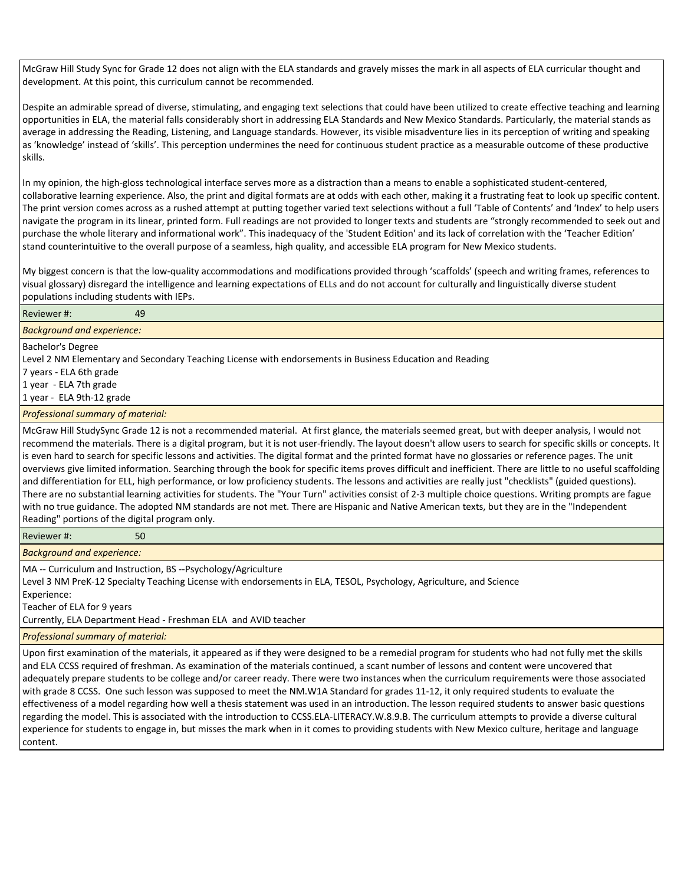McGraw Hill Study Sync for Grade 12 does not align with the ELA standards and gravely misses the mark in all aspects of ELA curricular thought and development. At this point, this curriculum cannot be recommended.

Despite an admirable spread of diverse, stimulating, and engaging text selections that could have been utilized to create effective teaching and learning opportunities in ELA, the material falls considerably short in addressing ELA Standards and New Mexico Standards. Particularly, the material stands as average in addressing the Reading, Listening, and Language standards. However, its visible misadventure lies in its perception of writing and speaking as 'knowledge' instead of 'skills'. This perception undermines the need for continuous student practice as a measurable outcome of these productive skills.

In my opinion, the high-gloss technological interface serves more as a distraction than a means to enable a sophisticated student-centered, collaborative learning experience. Also, the print and digital formats are at odds with each other, making it a frustrating feat to look up specific content. The print version comes across as a rushed attempt at putting together varied text selections without a full 'Table of Contents' and 'Index' to help users navigate the program in its linear, printed form. Full readings are not provided to longer texts and students are "strongly recommended to seek out and purchase the whole literary and informational work". This inadequacy of the 'Student Edition' and its lack of correlation with the 'Teacher Edition' stand counterintuitive to the overall purpose of a seamless, high quality, and accessible ELA program for New Mexico students.

My biggest concern is that the low-quality accommodations and modifications provided through 'scaffolds' (speech and writing frames, references to visual glossary) disregard the intelligence and learning expectations of ELLs and do not account for culturally and linguistically diverse student populations including students with IEPs.

Reviewer #: 49

*Background and experience:*

Bachelor's Degree
Level 2 NM Elementary and Secondary Teaching License with endorsements in Business Education and Reading
7 years - ELA 6th grade
1 year - ELA 7th grade
1 year - ELA 9th-12 grade

*Professional summary of material:*

McGraw Hill StudySync Grade 12 is not a recommended material. At first glance, the materials seemed great, but with deeper analysis, I would not recommend the materials. There is a digital program, but it is not user-friendly. The layout doesn't allow users to search for specific skills or concepts. It is even hard to search for specific lessons and activities. The digital format and the printed format have no glossaries or reference pages. The unit overviews give limited information. Searching through the book for specific items proves difficult and inefficient. There are little to no useful scaffolding and differentiation for ELL, high performance, or low proficiency students. The lessons and activities are really just "checklists" (guided questions). There are no substantial learning activities for students. The "Your Turn" activities consist of 2-3 multiple choice questions. Writing prompts are fague with no true guidance. The adopted NM standards are not met. There are Hispanic and Native American texts, but they are in the "Independent Reading" portions of the digital program only.

Reviewer #: 50

*Background and experience:*

MA -- Curriculum and Instruction, BS --Psychology/Agriculture
Level 3 NM PreK-12 Specialty Teaching License with endorsements in ELA, TESOL, Psychology, Agriculture, and Science
Experience:
Teacher of ELA for 9 years
Currently, ELA Department Head - Freshman ELA and AVID teacher

*Professional summary of material:*

Upon first examination of the materials, it appeared as if they were designed to be a remedial program for students who had not fully met the skills and ELA CCSS required of freshman. As examination of the materials continued, a scant number of lessons and content were uncovered that adequately prepare students to be college and/or career ready. There were two instances when the curriculum requirements were those associated with grade 8 CCSS. One such lesson was supposed to meet the NM.W1A Standard for grades 11-12, it only required students to evaluate the effectiveness of a model regarding how well a thesis statement was used in an introduction. The lesson required students to answer basic questions regarding the model. This is associated with the introduction to CCSS.ELA-LITERACY.W.8.9.B. The curriculum attempts to provide a diverse cultural experience for students to engage in, but misses the mark when in it comes to providing students with New Mexico culture, heritage and language content.